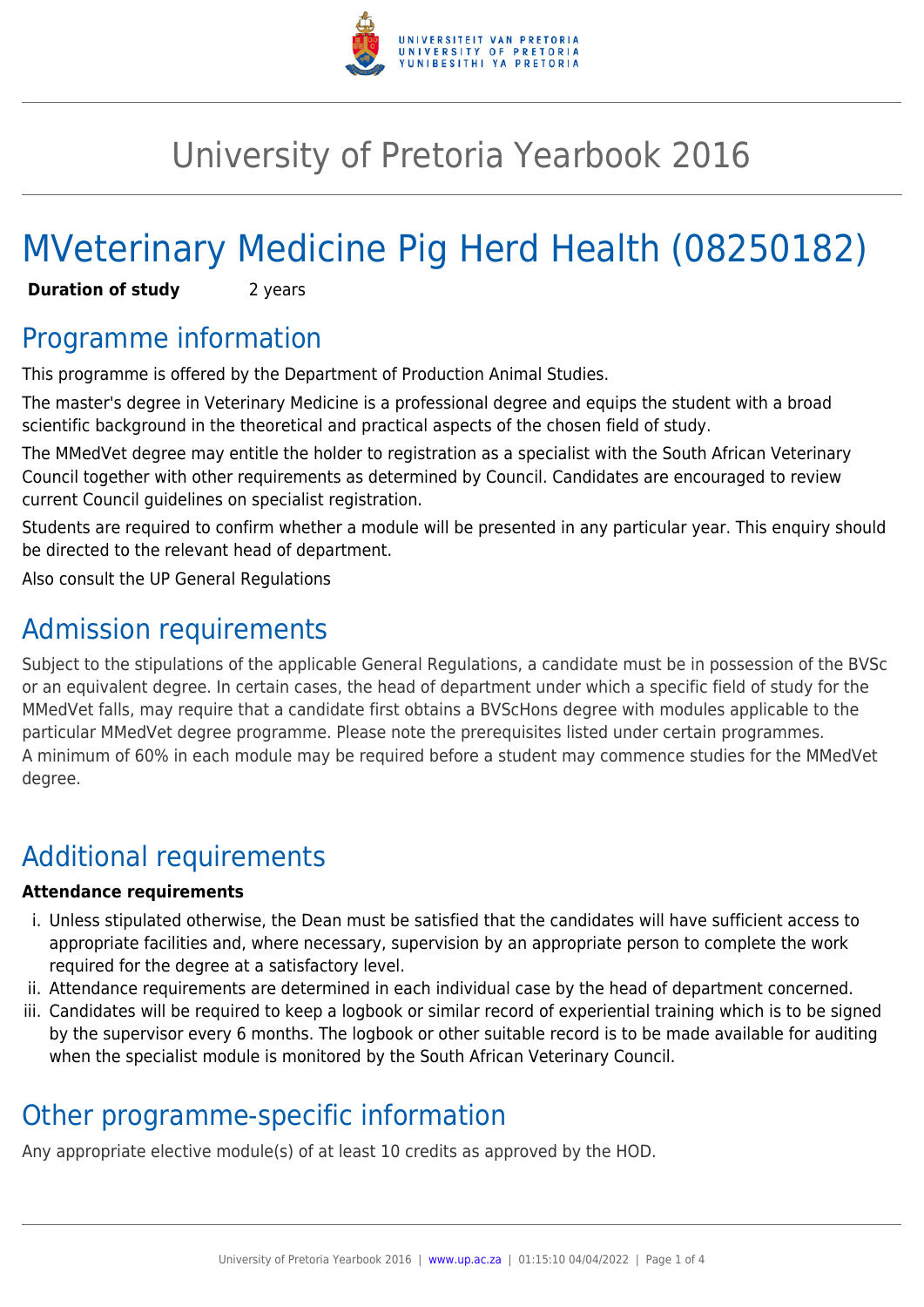# University of Pretoria Yearbook 2016

# MVeterinary Medicine Pig Herd Health (08250182)

**Duration of study** 2 years

## Programme information

This programme is offered by the Department of Production Animal Studies.

The master's degree in Veterinary Medicine is a professional degree and equips the student with a broad scientific background in the theoretical and practical aspects of the chosen field of study.

The MMedVet degree may entitle the holder to registration as a specialist with the South African Veterinary Council together with other requirements as determined by Council. Candidates are encouraged to review current Council guidelines on specialist registration.

Students are required to confirm whether a module will be presented in any particular year. This enquiry should be directed to the relevant head of department.

Also consult the UP General Regulations

## Admission requirements

Subject to the stipulations of the applicable General Regulations, a candidate must be in possession of the BVSc or an equivalent degree. In certain cases, the head of department under which a specific field of study for the MMedVet falls, may require that a candidate first obtains a BVScHons degree with modules applicable to the particular MMedVet degree programme. Please note the prerequisites listed under certain programmes.
A minimum of 60% in each module may be required before a student may commence studies for the MMedVet degree.

## Additional requirements

**Attendance requirements**

i. Unless stipulated otherwise, the Dean must be satisfied that the candidates will have sufficient access to appropriate facilities and, where necessary, supervision by an appropriate person to complete the work required for the degree at a satisfactory level.
ii. Attendance requirements are determined in each individual case by the head of department concerned.
iii. Candidates will be required to keep a logbook or similar record of experiential training which is to be signed by the supervisor every 6 months. The logbook or other suitable record is to be made available for auditing when the specialist module is monitored by the South African Veterinary Council.

## Other programme-specific information

Any appropriate elective module(s) of at least 10 credits as approved by the HOD.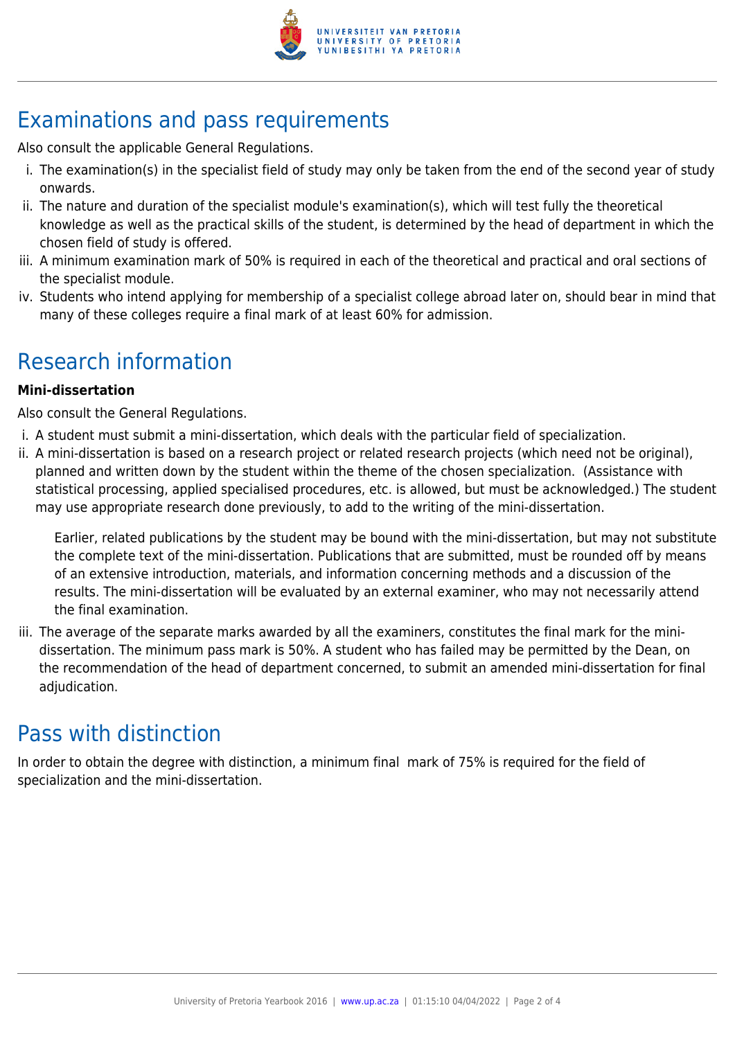## Examinations and pass requirements

Also consult the applicable General Regulations.

1. The examination(s) in the specialist field of study may only be taken from the end of the second year of study onwards.
2. The nature and duration of the specialist module's examination(s), which will test fully the theoretical knowledge as well as the practical skills of the student, is determined by the head of department in which the chosen field of study is offered.
3. A minimum examination mark of 50% is required in each of the theoretical and practical and oral sections of the specialist module.
4. Students who intend applying for membership of a specialist college abroad later on, should bear in mind that many of these colleges require a final mark of at least 60% for admission.

## Research information

**Mini-dissertation**

Also consult the General Regulations.

1. A student must submit a mini-dissertation, which deals with the particular field of specialization.
2. A mini-dissertation is based on a research project or related research projects (which need not be original), planned and written down by the student within the theme of the chosen specialization. (Assistance with statistical processing, applied specialised procedures, etc. is allowed, but must be acknowledged.) The student may use appropriate research done previously, to add to the writing of the mini-dissertation.

   Earlier, related publications by the student may be bound with the mini-dissertation, but may not substitute the complete text of the mini-dissertation. Publications that are submitted, must be rounded off by means of an extensive introduction, materials, and information concerning methods and a discussion of the results. The mini-dissertation will be evaluated by an external examiner, who may not necessarily attend the final examination.

3. The average of the separate marks awarded by all the examiners, constitutes the final mark for the mini-dissertation. The minimum pass mark is 50%. A student who has failed may be permitted by the Dean, on the recommendation of the head of department concerned, to submit an amended mini-dissertation for final adjudication.

## Pass with distinction

In order to obtain the degree with distinction, a minimum final mark of 75% is required for the field of specialization and the mini-dissertation.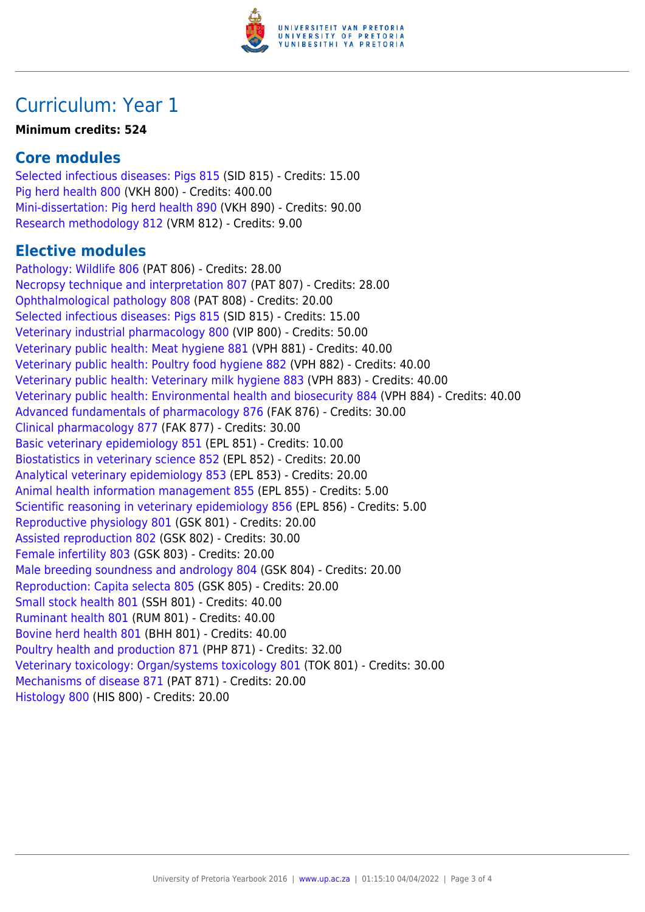# Curriculum: Year 1

**Minimum credits: 524**

## Core modules

Selected infectious diseases: Pigs 815 (SID 815) - Credits: 15.00
Pig herd health 800 (VKH 800) - Credits: 400.00
Mini-dissertation: Pig herd health 890 (VKH 890) - Credits: 90.00
Research methodology 812 (VRM 812) - Credits: 9.00

## Elective modules

Pathology: Wildlife 806 (PAT 806) - Credits: 28.00
Necropsy technique and interpretation 807 (PAT 807) - Credits: 28.00
Ophthalmological pathology 808 (PAT 808) - Credits: 20.00
Selected infectious diseases: Pigs 815 (SID 815) - Credits: 15.00
Veterinary industrial pharmacology 800 (VIP 800) - Credits: 50.00
Veterinary public health: Meat hygiene 881 (VPH 881) - Credits: 40.00
Veterinary public health: Poultry food hygiene 882 (VPH 882) - Credits: 40.00
Veterinary public health: Veterinary milk hygiene 883 (VPH 883) - Credits: 40.00
Veterinary public health: Environmental health and biosecurity 884 (VPH 884) - Credits: 40.00
Advanced fundamentals of pharmacology 876 (FAK 876) - Credits: 30.00
Clinical pharmacology 877 (FAK 877) - Credits: 30.00
Basic veterinary epidemiology 851 (EPL 851) - Credits: 10.00
Biostatistics in veterinary science 852 (EPL 852) - Credits: 20.00
Analytical veterinary epidemiology 853 (EPL 853) - Credits: 20.00
Animal health information management 855 (EPL 855) - Credits: 5.00
Scientific reasoning in veterinary epidemiology 856 (EPL 856) - Credits: 5.00
Reproductive physiology 801 (GSK 801) - Credits: 20.00
Assisted reproduction 802 (GSK 802) - Credits: 30.00
Female infertility 803 (GSK 803) - Credits: 20.00
Male breeding soundness and andrology 804 (GSK 804) - Credits: 20.00
Reproduction: Capita selecta 805 (GSK 805) - Credits: 20.00
Small stock health 801 (SSH 801) - Credits: 40.00
Ruminant health 801 (RUM 801) - Credits: 40.00
Bovine herd health 801 (BHH 801) - Credits: 40.00
Poultry health and production 871 (PHP 871) - Credits: 32.00
Veterinary toxicology: Organ/systems toxicology 801 (TOK 801) - Credits: 30.00
Mechanisms of disease 871 (PAT 871) - Credits: 20.00
Histology 800 (HIS 800) - Credits: 20.00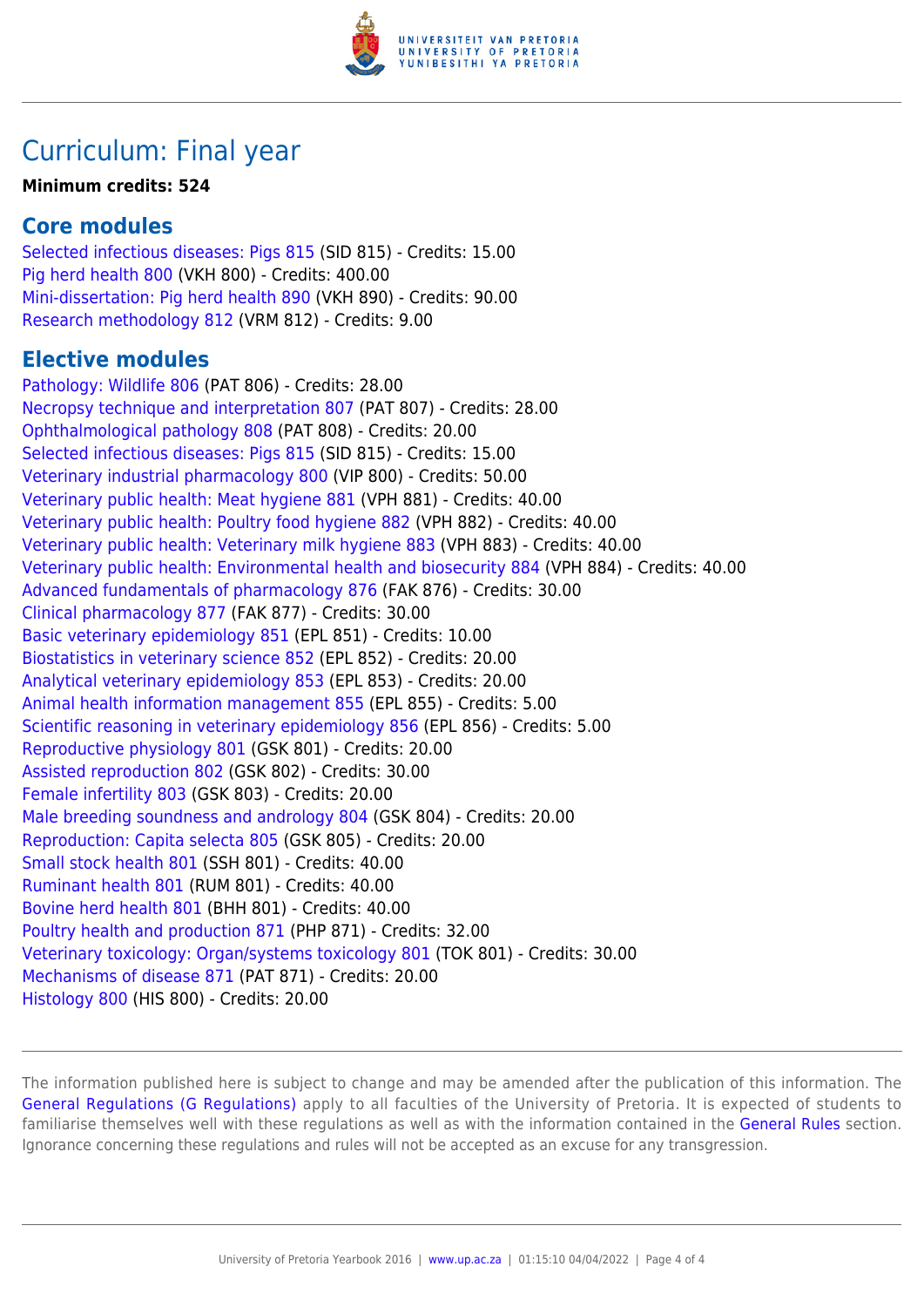# Curriculum: Final year

**Minimum credits: 524**

## Core modules

Selected infectious diseases: Pigs 815 (SID 815) - Credits: 15.00
Pig herd health 800 (VKH 800) - Credits: 400.00
Mini-dissertation: Pig herd health 890 (VKH 890) - Credits: 90.00
Research methodology 812 (VRM 812) - Credits: 9.00

## Elective modules

Pathology: Wildlife 806 (PAT 806) - Credits: 28.00
Necropsy technique and interpretation 807 (PAT 807) - Credits: 28.00
Ophthalmological pathology 808 (PAT 808) - Credits: 20.00
Selected infectious diseases: Pigs 815 (SID 815) - Credits: 15.00
Veterinary industrial pharmacology 800 (VIP 800) - Credits: 50.00
Veterinary public health: Meat hygiene 881 (VPH 881) - Credits: 40.00
Veterinary public health: Poultry food hygiene 882 (VPH 882) - Credits: 40.00
Veterinary public health: Veterinary milk hygiene 883 (VPH 883) - Credits: 40.00
Veterinary public health: Environmental health and biosecurity 884 (VPH 884) - Credits: 40.00
Advanced fundamentals of pharmacology 876 (FAK 876) - Credits: 30.00
Clinical pharmacology 877 (FAK 877) - Credits: 30.00
Basic veterinary epidemiology 851 (EPL 851) - Credits: 10.00
Biostatistics in veterinary science 852 (EPL 852) - Credits: 20.00
Analytical veterinary epidemiology 853 (EPL 853) - Credits: 20.00
Animal health information management 855 (EPL 855) - Credits: 5.00
Scientific reasoning in veterinary epidemiology 856 (EPL 856) - Credits: 5.00
Reproductive physiology 801 (GSK 801) - Credits: 20.00
Assisted reproduction 802 (GSK 802) - Credits: 30.00
Female infertility 803 (GSK 803) - Credits: 20.00
Male breeding soundness and andrology 804 (GSK 804) - Credits: 20.00
Reproduction: Capita selecta 805 (GSK 805) - Credits: 20.00
Small stock health 801 (SSH 801) - Credits: 40.00
Ruminant health 801 (RUM 801) - Credits: 40.00
Bovine herd health 801 (BHH 801) - Credits: 40.00
Poultry health and production 871 (PHP 871) - Credits: 32.00
Veterinary toxicology: Organ/systems toxicology 801 (TOK 801) - Credits: 30.00
Mechanisms of disease 871 (PAT 871) - Credits: 20.00
Histology 800 (HIS 800) - Credits: 20.00

---

The information published here is subject to change and may be amended after the publication of this information. The General Regulations (G Regulations) apply to all faculties of the University of Pretoria. It is expected of students to familiarise themselves well with these regulations as well as with the information contained in the General Rules section. Ignorance concerning these regulations and rules will not be accepted as an excuse for any transgression.